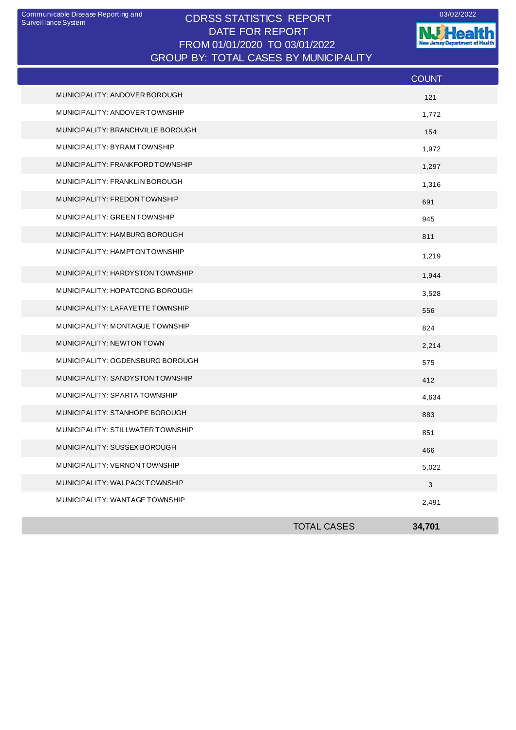Communicable Disease Reporting and Surveillance System

03/02/2022

# CDRSS STATISTICS REPORT
## DATE FOR REPORT
## FROM 01/01/2020 TO 03/01/2022
## GROUP BY: TOTAL CASES BY MUNICIPALITY

| | COUNT |
|---|---|
| MUNICIPALITY: ANDOVER BOROUGH | 121 |
| MUNICIPALITY: ANDOVER TOWNSHIP | 1,772 |
| MUNICIPALITY: BRANCHVILLE BOROUGH | 154 |
| MUNICIPALITY: BYRAM TOWNSHIP | 1,972 |
| MUNICIPALITY: FRANKFORD TOWNSHIP | 1,297 |
| MUNICIPALITY: FRANKLIN BOROUGH | 1,316 |
| MUNICIPALITY: FREDON TOWNSHIP | 691 |
| MUNICIPALITY: GREEN TOWNSHIP | 945 |
| MUNICIPALITY: HAMBURG BOROUGH | 811 |
| MUNICIPALITY: HAMPTON TOWNSHIP | 1,219 |
| MUNICIPALITY: HARDYSTON TOWNSHIP | 1,944 |
| MUNICIPALITY: HOPATCONG BOROUGH | 3,528 |
| MUNICIPALITY: LAFAYETTE TOWNSHIP | 556 |
| MUNICIPALITY: MONTAGUE TOWNSHIP | 824 |
| MUNICIPALITY: NEWTON TOWN | 2,214 |
| MUNICIPALITY: OGDENSBURG BOROUGH | 575 |
| MUNICIPALITY: SANDYSTON TOWNSHIP | 412 |
| MUNICIPALITY: SPARTA TOWNSHIP | 4,634 |
| MUNICIPALITY: STANHOPE BOROUGH | 883 |
| MUNICIPALITY: STILLWATER TOWNSHIP | 851 |
| MUNICIPALITY: SUSSEX BOROUGH | 466 |
| MUNICIPALITY: VERNON TOWNSHIP | 5,022 |
| MUNICIPALITY: WALPACK TOWNSHIP | 3 |
| MUNICIPALITY: WANTAGE TOWNSHIP | 2,491 |
| TOTAL CASES | **34,701** |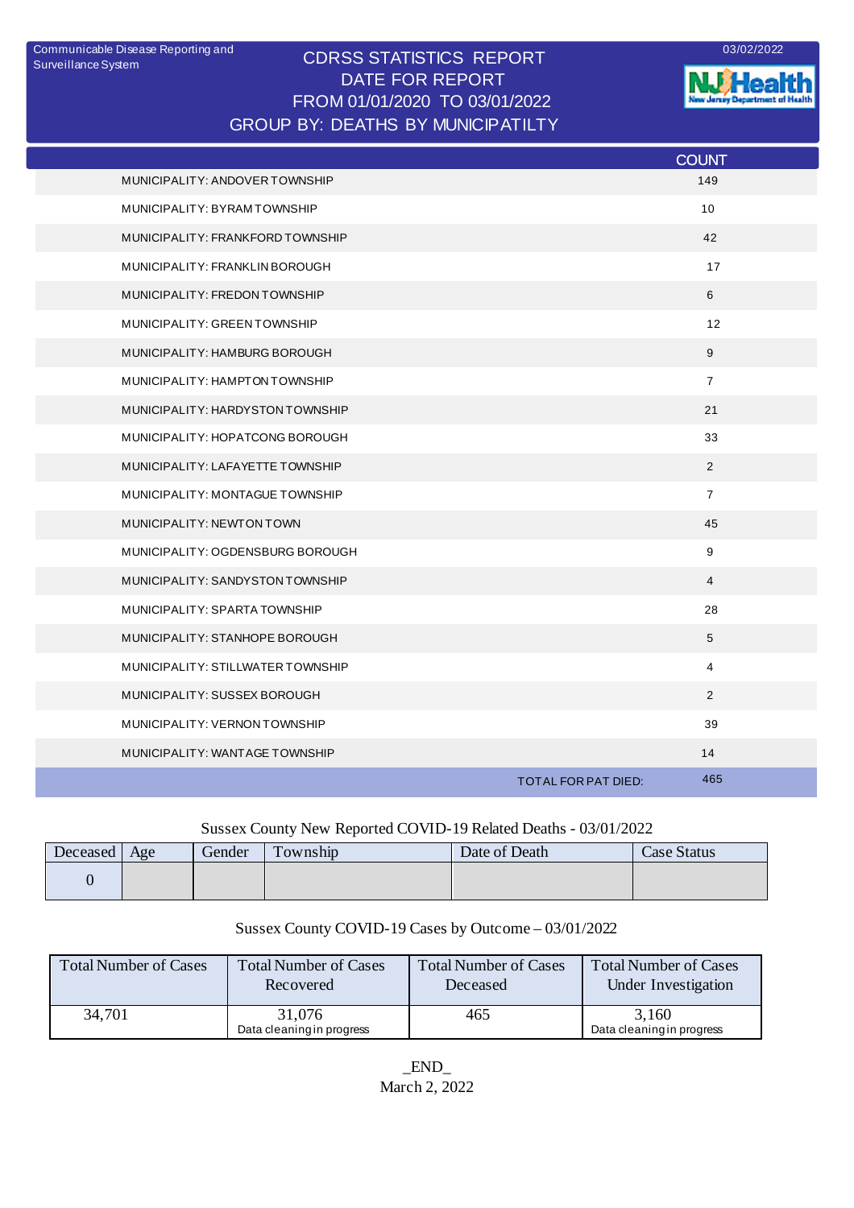Communicable Disease Reporting and Surveillance System

# CDRSS STATISTICS REPORT
## DATE FOR REPORT
## FROM 01/01/2020 TO 03/01/2022
## GROUP BY: DEATHS BY MUNICIPATILTY

03/02/2022

NJ Health New Jersey Department of Health

| | COUNT |
|---|---|
| MUNICIPALITY: ANDOVER TOWNSHIP | 149 |
| MUNICIPALITY: BYRAM TOWNSHIP | 10 |
| MUNICIPALITY: FRANKFORD TOWNSHIP | 42 |
| MUNICIPALITY: FRANKLIN BOROUGH | 17 |
| MUNICIPALITY: FREDON TOWNSHIP | 6 |
| MUNICIPALITY: GREEN TOWNSHIP | 12 |
| MUNICIPALITY: HAMBURG BOROUGH | 9 |
| MUNICIPALITY: HAMPTON TOWNSHIP | 7 |
| MUNICIPALITY: HARDYSTON TOWNSHIP | 21 |
| MUNICIPALITY: HOPATCONG BOROUGH | 33 |
| MUNICIPALITY: LAFAYETTE TOWNSHIP | 2 |
| MUNICIPALITY: MONTAGUE TOWNSHIP | 7 |
| MUNICIPALITY: NEWTON TOWN | 45 |
| MUNICIPALITY: OGDENSBURG BOROUGH | 9 |
| MUNICIPALITY: SANDYSTON TOWNSHIP | 4 |
| MUNICIPALITY: SPARTA TOWNSHIP | 28 |
| MUNICIPALITY: STANHOPE BOROUGH | 5 |
| MUNICIPALITY: STILLWATER TOWNSHIP | 4 |
| MUNICIPALITY: SUSSEX BOROUGH | 2 |
| MUNICIPALITY: VERNON TOWNSHIP | 39 |
| MUNICIPALITY: WANTAGE TOWNSHIP | 14 |
| TOTAL FOR PAT DIED: | 465 |

Sussex County New Reported COVID-19 Related Deaths - 03/01/2022

| Deceased | Age | Gender | Township | Date of Death | Case Status |
|---|---|---|---|---|---|
| 0 | | | | | |

Sussex County COVID-19 Cases by Outcome – 03/01/2022

| Total Number of Cases | Total Number of Cases Recovered | Total Number of Cases Deceased | Total Number of Cases Under Investigation |
|---|---|---|---|
| 34,701 | 31,076 Data cleaning in progress | 465 | 3,160 Data cleaning in progress |

_END_
March 2, 2022